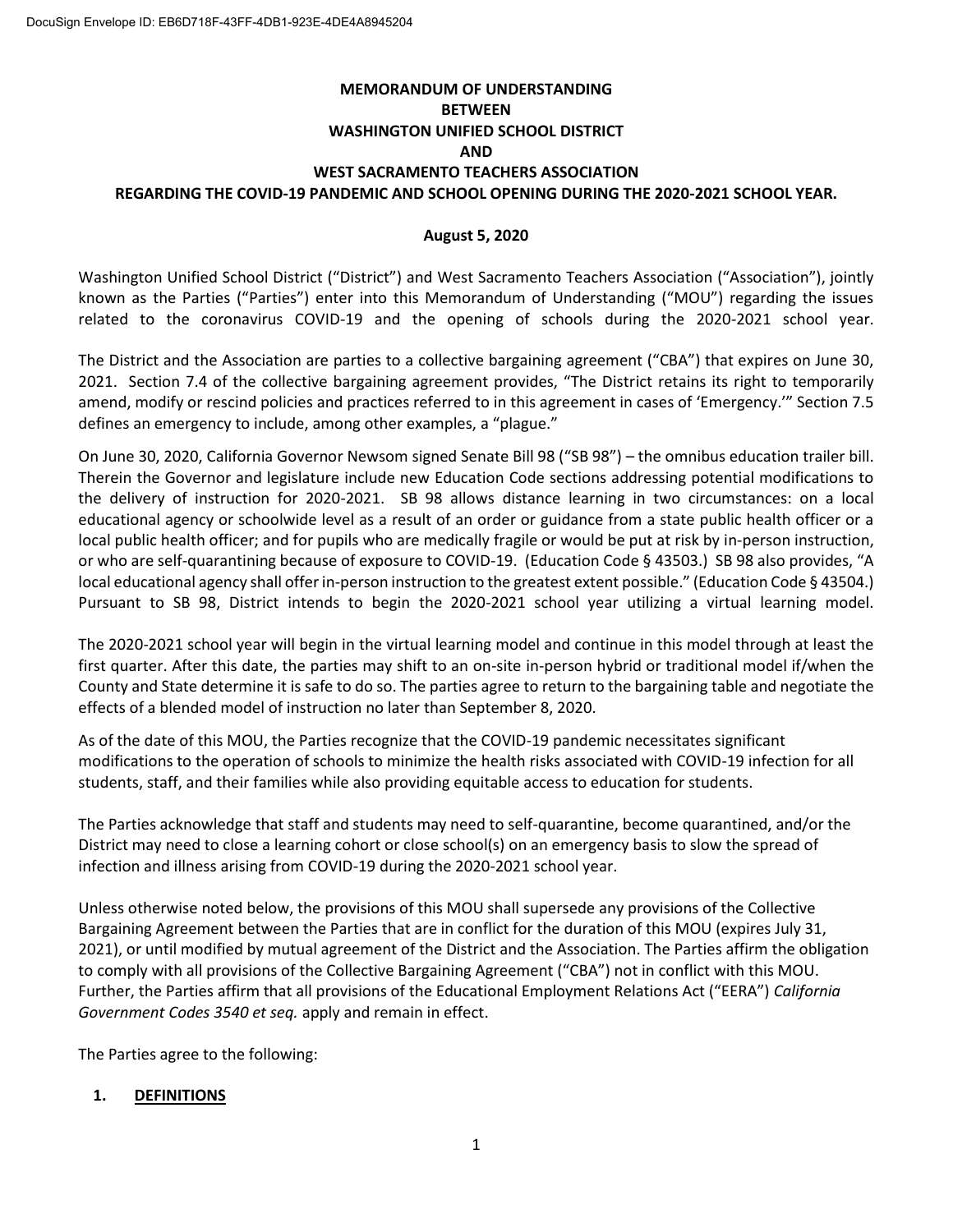**MEMORANDUM OF UNDERSTANDING**
**BETWEEN**
**WASHINGTON UNIFIED SCHOOL DISTRICT**
**AND**
**WEST SACRAMENTO TEACHERS ASSOCIATION**
**REGARDING THE COVID-19 PANDEMIC AND SCHOOL OPENING DURING THE 2020-2021 SCHOOL YEAR.**

**August 5, 2020**

Washington Unified School District ("District") and West Sacramento Teachers Association ("Association"), jointly known as the Parties ("Parties") enter into this Memorandum of Understanding ("MOU") regarding the issues related to the coronavirus COVID-19 and the opening of schools during the 2020-2021 school year.

The District and the Association are parties to a collective bargaining agreement ("CBA") that expires on June 30, 2021. Section 7.4 of the collective bargaining agreement provides, "The District retains its right to temporarily amend, modify or rescind policies and practices referred to in this agreement in cases of 'Emergency.'" Section 7.5 defines an emergency to include, among other examples, a "plague."

On June 30, 2020, California Governor Newsom signed Senate Bill 98 ("SB 98") – the omnibus education trailer bill. Therein the Governor and legislature include new Education Code sections addressing potential modifications to the delivery of instruction for 2020-2021. SB 98 allows distance learning in two circumstances: on a local educational agency or schoolwide level as a result of an order or guidance from a state public health officer or a local public health officer; and for pupils who are medically fragile or would be put at risk by in-person instruction, or who are self-quarantining because of exposure to COVID-19. (Education Code § 43503.) SB 98 also provides, "A local educational agency shall offer in-person instruction to the greatest extent possible." (Education Code § 43504.) Pursuant to SB 98, District intends to begin the 2020-2021 school year utilizing a virtual learning model.

The 2020-2021 school year will begin in the virtual learning model and continue in this model through at least the first quarter. After this date, the parties may shift to an on-site in-person hybrid or traditional model if/when the County and State determine it is safe to do so. The parties agree to return to the bargaining table and negotiate the effects of a blended model of instruction no later than September 8, 2020.

As of the date of this MOU, the Parties recognize that the COVID-19 pandemic necessitates significant modifications to the operation of schools to minimize the health risks associated with COVID-19 infection for all students, staff, and their families while also providing equitable access to education for students.

The Parties acknowledge that staff and students may need to self-quarantine, become quarantined, and/or the District may need to close a learning cohort or close school(s) on an emergency basis to slow the spread of infection and illness arising from COVID-19 during the 2020-2021 school year.

Unless otherwise noted below, the provisions of this MOU shall supersede any provisions of the Collective Bargaining Agreement between the Parties that are in conflict for the duration of this MOU (expires July 31, 2021), or until modified by mutual agreement of the District and the Association. The Parties affirm the obligation to comply with all provisions of the Collective Bargaining Agreement ("CBA") not in conflict with this MOU. Further, the Parties affirm that all provisions of the Educational Employment Relations Act ("EERA") *California Government Codes 3540 et seq.* apply and remain in effect.

The Parties agree to the following:

## 1. DEFINITIONS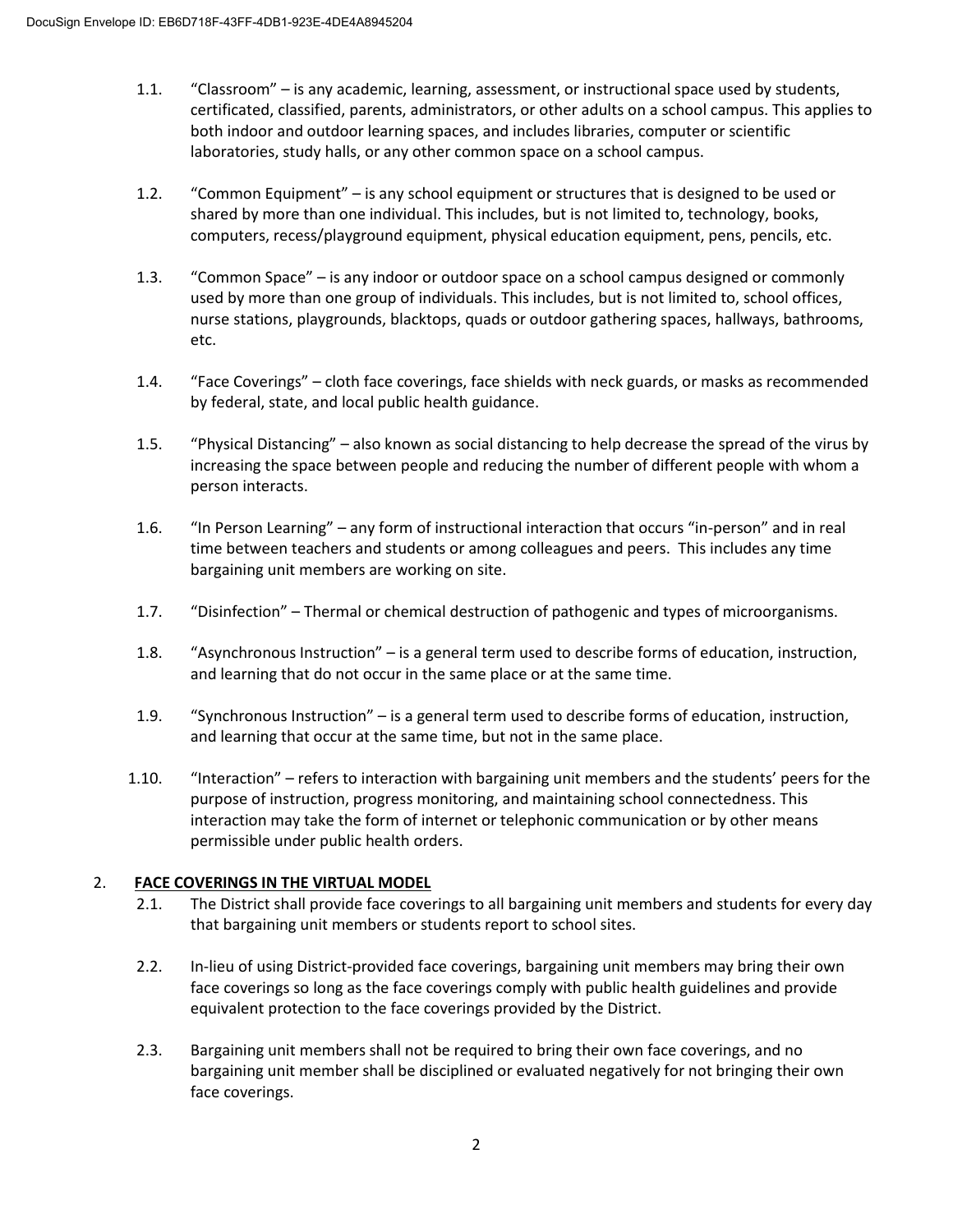1.1. "Classroom" – is any academic, learning, assessment, or instructional space used by students, certificated, classified, parents, administrators, or other adults on a school campus. This applies to both indoor and outdoor learning spaces, and includes libraries, computer or scientific laboratories, study halls, or any other common space on a school campus.

1.2. "Common Equipment" – is any school equipment or structures that is designed to be used or shared by more than one individual. This includes, but is not limited to, technology, books, computers, recess/playground equipment, physical education equipment, pens, pencils, etc.

1.3. "Common Space" – is any indoor or outdoor space on a school campus designed or commonly used by more than one group of individuals. This includes, but is not limited to, school offices, nurse stations, playgrounds, blacktops, quads or outdoor gathering spaces, hallways, bathrooms, etc.

1.4. "Face Coverings" – cloth face coverings, face shields with neck guards, or masks as recommended by federal, state, and local public health guidance.

1.5. "Physical Distancing" – also known as social distancing to help decrease the spread of the virus by increasing the space between people and reducing the number of different people with whom a person interacts.

1.6. "In Person Learning" – any form of instructional interaction that occurs "in-person" and in real time between teachers and students or among colleagues and peers. This includes any time bargaining unit members are working on site.

1.7. "Disinfection" – Thermal or chemical destruction of pathogenic and types of microorganisms.

1.8. "Asynchronous Instruction" – is a general term used to describe forms of education, instruction, and learning that do not occur in the same place or at the same time.

1.9. "Synchronous Instruction" – is a general term used to describe forms of education, instruction, and learning that occur at the same time, but not in the same place.

1.10. "Interaction" – refers to interaction with bargaining unit members and the students' peers for the purpose of instruction, progress monitoring, and maintaining school connectedness. This interaction may take the form of internet or telephonic communication or by other means permissible under public health orders.

## 2. FACE COVERINGS IN THE VIRTUAL MODEL

2.1. The District shall provide face coverings to all bargaining unit members and students for every day that bargaining unit members or students report to school sites.

2.2. In-lieu of using District-provided face coverings, bargaining unit members may bring their own face coverings so long as the face coverings comply with public health guidelines and provide equivalent protection to the face coverings provided by the District.

2.3. Bargaining unit members shall not be required to bring their own face coverings, and no bargaining unit member shall be disciplined or evaluated negatively for not bringing their own face coverings.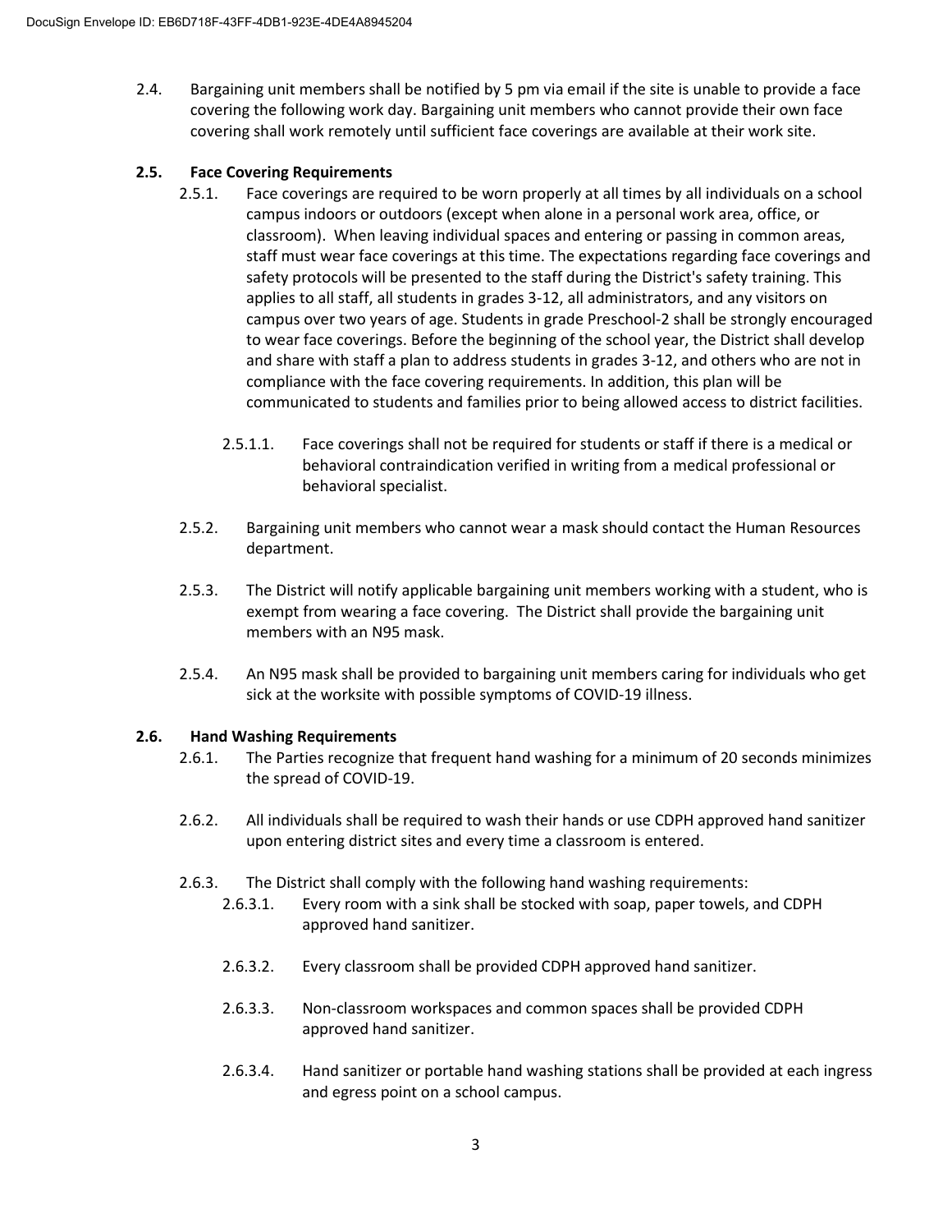2.4. Bargaining unit members shall be notified by 5 pm via email if the site is unable to provide a face covering the following work day. Bargaining unit members who cannot provide their own face covering shall work remotely until sufficient face coverings are available at their work site.

**2.5. Face Covering Requirements**

2.5.1. Face coverings are required to be worn properly at all times by all individuals on a school campus indoors or outdoors (except when alone in a personal work area, office, or classroom). When leaving individual spaces and entering or passing in common areas, staff must wear face coverings at this time. The expectations regarding face coverings and safety protocols will be presented to the staff during the District's safety training. This applies to all staff, all students in grades 3-12, all administrators, and any visitors on campus over two years of age. Students in grade Preschool-2 shall be strongly encouraged to wear face coverings. Before the beginning of the school year, the District shall develop and share with staff a plan to address students in grades 3-12, and others who are not in compliance with the face covering requirements. In addition, this plan will be communicated to students and families prior to being allowed access to district facilities.

2.5.1.1. Face coverings shall not be required for students or staff if there is a medical or behavioral contraindication verified in writing from a medical professional or behavioral specialist.

2.5.2. Bargaining unit members who cannot wear a mask should contact the Human Resources department.

2.5.3. The District will notify applicable bargaining unit members working with a student, who is exempt from wearing a face covering. The District shall provide the bargaining unit members with an N95 mask.

2.5.4. An N95 mask shall be provided to bargaining unit members caring for individuals who get sick at the worksite with possible symptoms of COVID-19 illness.

**2.6. Hand Washing Requirements**

2.6.1. The Parties recognize that frequent hand washing for a minimum of 20 seconds minimizes the spread of COVID-19.

2.6.2. All individuals shall be required to wash their hands or use CDPH approved hand sanitizer upon entering district sites and every time a classroom is entered.

2.6.3. The District shall comply with the following hand washing requirements:

2.6.3.1. Every room with a sink shall be stocked with soap, paper towels, and CDPH approved hand sanitizer.

2.6.3.2. Every classroom shall be provided CDPH approved hand sanitizer.

2.6.3.3. Non-classroom workspaces and common spaces shall be provided CDPH approved hand sanitizer.

2.6.3.4. Hand sanitizer or portable hand washing stations shall be provided at each ingress and egress point on a school campus.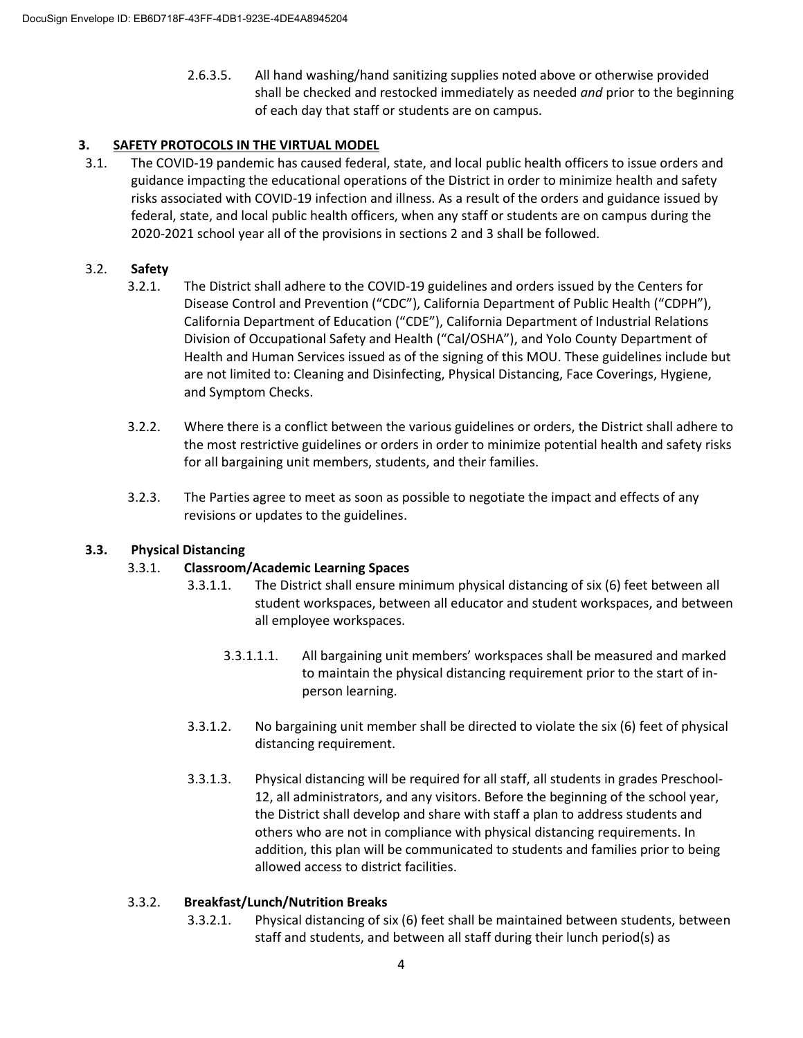2.6.3.5. All hand washing/hand sanitizing supplies noted above or otherwise provided shall be checked and restocked immediately as needed *and* prior to the beginning of each day that staff or students are on campus.

## 3. SAFETY PROTOCOLS IN THE VIRTUAL MODEL

3.1. The COVID-19 pandemic has caused federal, state, and local public health officers to issue orders and guidance impacting the educational operations of the District in order to minimize health and safety risks associated with COVID-19 infection and illness. As a result of the orders and guidance issued by federal, state, and local public health officers, when any staff or students are on campus during the 2020-2021 school year all of the provisions in sections 2 and 3 shall be followed.

### 3.2. Safety

3.2.1. The District shall adhere to the COVID-19 guidelines and orders issued by the Centers for Disease Control and Prevention ("CDC"), California Department of Public Health ("CDPH"), California Department of Education ("CDE"), California Department of Industrial Relations Division of Occupational Safety and Health ("Cal/OSHA"), and Yolo County Department of Health and Human Services issued as of the signing of this MOU. These guidelines include but are not limited to: Cleaning and Disinfecting, Physical Distancing, Face Coverings, Hygiene, and Symptom Checks.

3.2.2. Where there is a conflict between the various guidelines or orders, the District shall adhere to the most restrictive guidelines or orders in order to minimize potential health and safety risks for all bargaining unit members, students, and their families.

3.2.3. The Parties agree to meet as soon as possible to negotiate the impact and effects of any revisions or updates to the guidelines.

### 3.3. Physical Distancing

#### 3.3.1. Classroom/Academic Learning Spaces

3.3.1.1. The District shall ensure minimum physical distancing of six (6) feet between all student workspaces, between all educator and student workspaces, and between all employee workspaces.

3.3.1.1.1. All bargaining unit members' workspaces shall be measured and marked to maintain the physical distancing requirement prior to the start of in-person learning.

3.3.1.2. No bargaining unit member shall be directed to violate the six (6) feet of physical distancing requirement.

3.3.1.3. Physical distancing will be required for all staff, all students in grades Preschool-12, all administrators, and any visitors. Before the beginning of the school year, the District shall develop and share with staff a plan to address students and others who are not in compliance with physical distancing requirements. In addition, this plan will be communicated to students and families prior to being allowed access to district facilities.

#### 3.3.2. Breakfast/Lunch/Nutrition Breaks

3.3.2.1. Physical distancing of six (6) feet shall be maintained between students, between staff and students, and between all staff during their lunch period(s) as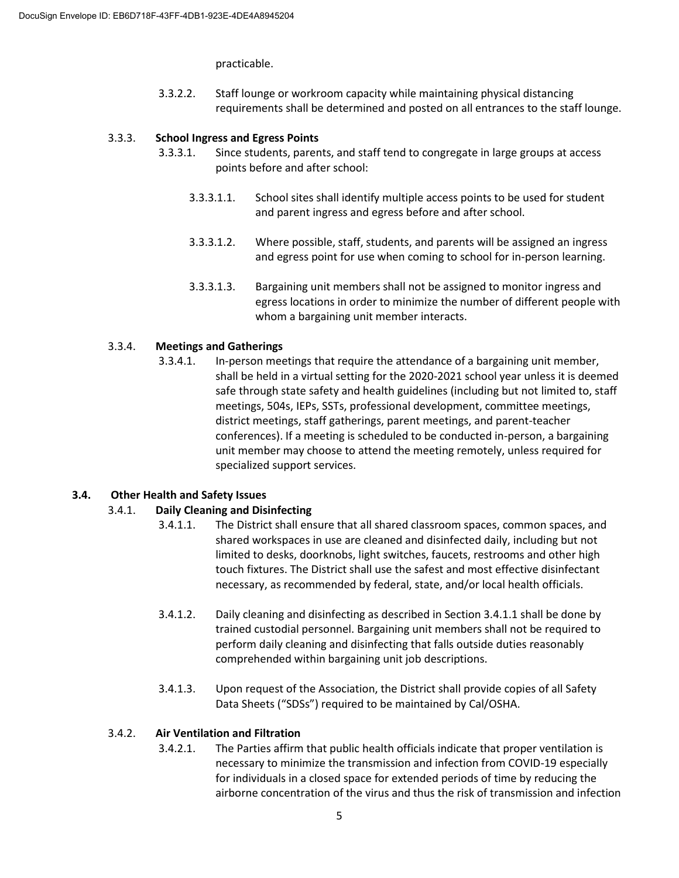practicable.

3.3.2.2. Staff lounge or workroom capacity while maintaining physical distancing requirements shall be determined and posted on all entrances to the staff lounge.

3.3.3. **School Ingress and Egress Points**

3.3.3.1. Since students, parents, and staff tend to congregate in large groups at access points before and after school:

3.3.3.1.1. School sites shall identify multiple access points to be used for student and parent ingress and egress before and after school.

3.3.3.1.2. Where possible, staff, students, and parents will be assigned an ingress and egress point for use when coming to school for in-person learning.

3.3.3.1.3. Bargaining unit members shall not be assigned to monitor ingress and egress locations in order to minimize the number of different people with whom a bargaining unit member interacts.

3.3.4. **Meetings and Gatherings**

3.3.4.1. In-person meetings that require the attendance of a bargaining unit member, shall be held in a virtual setting for the 2020-2021 school year unless it is deemed safe through state safety and health guidelines (including but not limited to, staff meetings, 504s, IEPs, SSTs, professional development, committee meetings, district meetings, staff gatherings, parent meetings, and parent-teacher conferences). If a meeting is scheduled to be conducted in-person, a bargaining unit member may choose to attend the meeting remotely, unless required for specialized support services.

**3.4. Other Health and Safety Issues**

3.4.1. **Daily Cleaning and Disinfecting**

3.4.1.1. The District shall ensure that all shared classroom spaces, common spaces, and shared workspaces in use are cleaned and disinfected daily, including but not limited to desks, doorknobs, light switches, faucets, restrooms and other high touch fixtures. The District shall use the safest and most effective disinfectant necessary, as recommended by federal, state, and/or local health officials.

3.4.1.2. Daily cleaning and disinfecting as described in Section 3.4.1.1 shall be done by trained custodial personnel. Bargaining unit members shall not be required to perform daily cleaning and disinfecting that falls outside duties reasonably comprehended within bargaining unit job descriptions.

3.4.1.3. Upon request of the Association, the District shall provide copies of all Safety Data Sheets ("SDSs") required to be maintained by Cal/OSHA.

3.4.2. **Air Ventilation and Filtration**

3.4.2.1. The Parties affirm that public health officials indicate that proper ventilation is necessary to minimize the transmission and infection from COVID-19 especially for individuals in a closed space for extended periods of time by reducing the airborne concentration of the virus and thus the risk of transmission and infection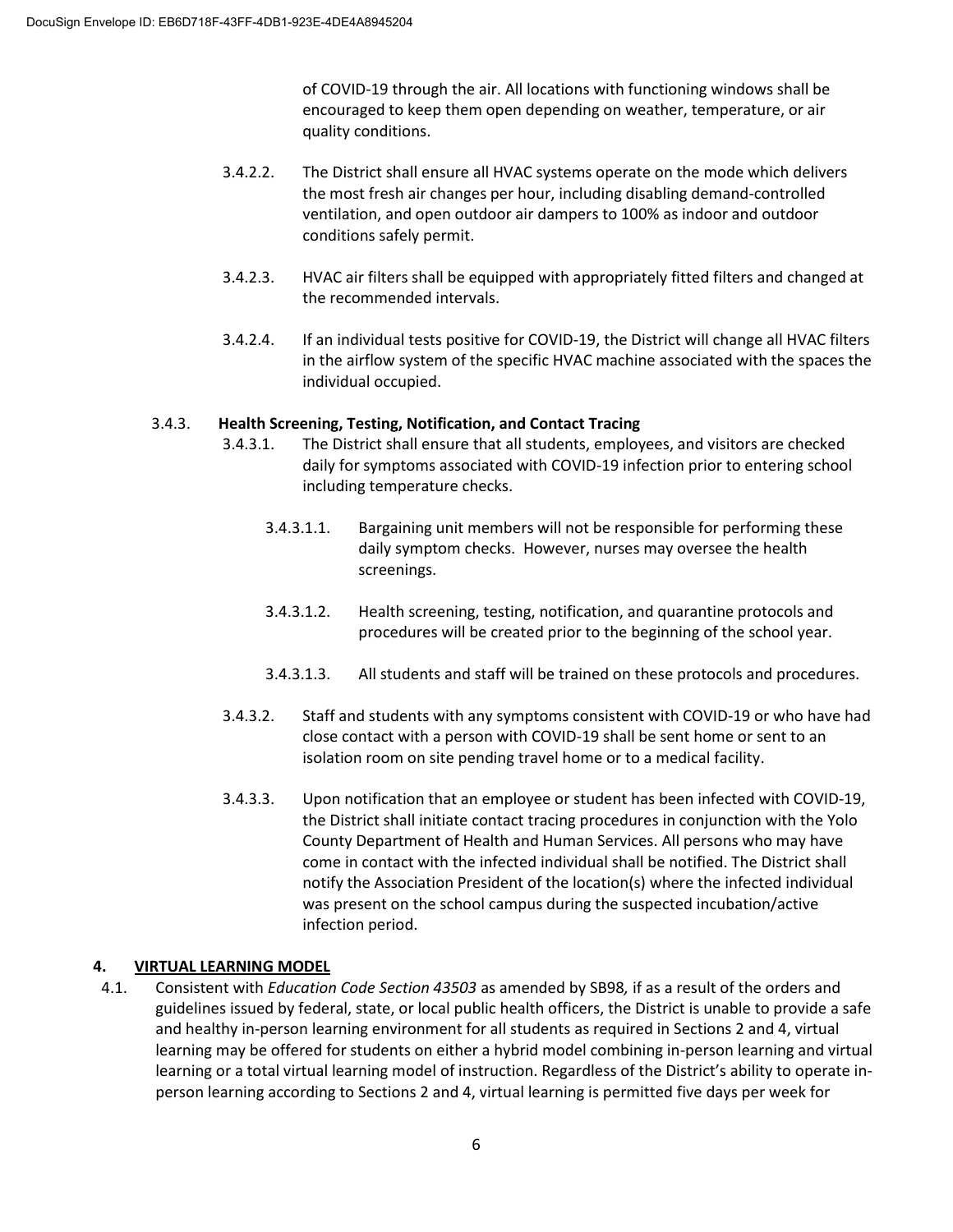of COVID-19 through the air. All locations with functioning windows shall be encouraged to keep them open depending on weather, temperature, or air quality conditions.

3.4.2.2. The District shall ensure all HVAC systems operate on the mode which delivers the most fresh air changes per hour, including disabling demand-controlled ventilation, and open outdoor air dampers to 100% as indoor and outdoor conditions safely permit.

3.4.2.3. HVAC air filters shall be equipped with appropriately fitted filters and changed at the recommended intervals.

3.4.2.4. If an individual tests positive for COVID-19, the District will change all HVAC filters in the airflow system of the specific HVAC machine associated with the spaces the individual occupied.

3.4.3. **Health Screening, Testing, Notification, and Contact Tracing**

3.4.3.1. The District shall ensure that all students, employees, and visitors are checked daily for symptoms associated with COVID-19 infection prior to entering school including temperature checks.

3.4.3.1.1. Bargaining unit members will not be responsible for performing these daily symptom checks. However, nurses may oversee the health screenings.

3.4.3.1.2. Health screening, testing, notification, and quarantine protocols and procedures will be created prior to the beginning of the school year.

3.4.3.1.3. All students and staff will be trained on these protocols and procedures.

3.4.3.2. Staff and students with any symptoms consistent with COVID-19 or who have had close contact with a person with COVID-19 shall be sent home or sent to an isolation room on site pending travel home or to a medical facility.

3.4.3.3. Upon notification that an employee or student has been infected with COVID-19, the District shall initiate contact tracing procedures in conjunction with the Yolo County Department of Health and Human Services. All persons who may have come in contact with the infected individual shall be notified. The District shall notify the Association President of the location(s) where the infected individual was present on the school campus during the suspected incubation/active infection period.

## 4. VIRTUAL LEARNING MODEL

4.1. Consistent with *Education Code Section 43503* as amended by SB98*,* if as a result of the orders and guidelines issued by federal, state, or local public health officers, the District is unable to provide a safe and healthy in-person learning environment for all students as required in Sections 2 and 4, virtual learning may be offered for students on either a hybrid model combining in-person learning and virtual learning or a total virtual learning model of instruction. Regardless of the District's ability to operate in-person learning according to Sections 2 and 4, virtual learning is permitted five days per week for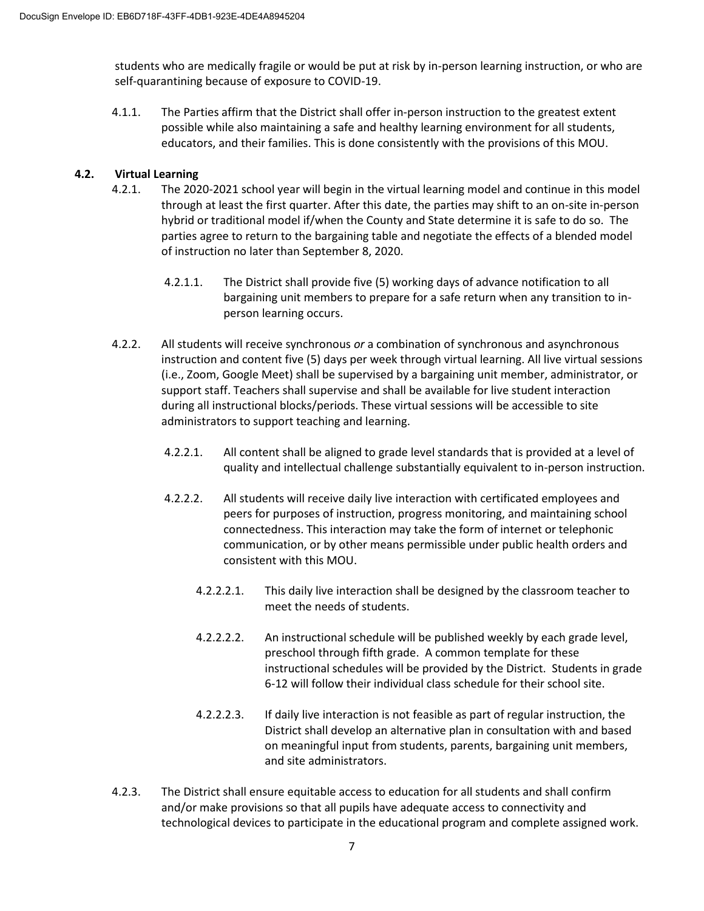students who are medically fragile or would be put at risk by in-person learning instruction, or who are self-quarantining because of exposure to COVID-19.

4.1.1. The Parties affirm that the District shall offer in-person instruction to the greatest extent possible while also maintaining a safe and healthy learning environment for all students, educators, and their families. This is done consistently with the provisions of this MOU.

**4.2. Virtual Learning**

4.2.1. The 2020-2021 school year will begin in the virtual learning model and continue in this model through at least the first quarter. After this date, the parties may shift to an on-site in-person hybrid or traditional model if/when the County and State determine it is safe to do so. The parties agree to return to the bargaining table and negotiate the effects of a blended model of instruction no later than September 8, 2020.

4.2.1.1. The District shall provide five (5) working days of advance notification to all bargaining unit members to prepare for a safe return when any transition to in-person learning occurs.

4.2.2. All students will receive synchronous *or* a combination of synchronous and asynchronous instruction and content five (5) days per week through virtual learning. All live virtual sessions (i.e., Zoom, Google Meet) shall be supervised by a bargaining unit member, administrator, or support staff. Teachers shall supervise and shall be available for live student interaction during all instructional blocks/periods. These virtual sessions will be accessible to site administrators to support teaching and learning.

4.2.2.1. All content shall be aligned to grade level standards that is provided at a level of quality and intellectual challenge substantially equivalent to in-person instruction.

4.2.2.2. All students will receive daily live interaction with certificated employees and peers for purposes of instruction, progress monitoring, and maintaining school connectedness. This interaction may take the form of internet or telephonic communication, or by other means permissible under public health orders and consistent with this MOU.

4.2.2.2.1. This daily live interaction shall be designed by the classroom teacher to meet the needs of students.

4.2.2.2.2. An instructional schedule will be published weekly by each grade level, preschool through fifth grade. A common template for these instructional schedules will be provided by the District. Students in grade 6-12 will follow their individual class schedule for their school site.

4.2.2.2.3. If daily live interaction is not feasible as part of regular instruction, the District shall develop an alternative plan in consultation with and based on meaningful input from students, parents, bargaining unit members, and site administrators.

4.2.3. The District shall ensure equitable access to education for all students and shall confirm and/or make provisions so that all pupils have adequate access to connectivity and technological devices to participate in the educational program and complete assigned work.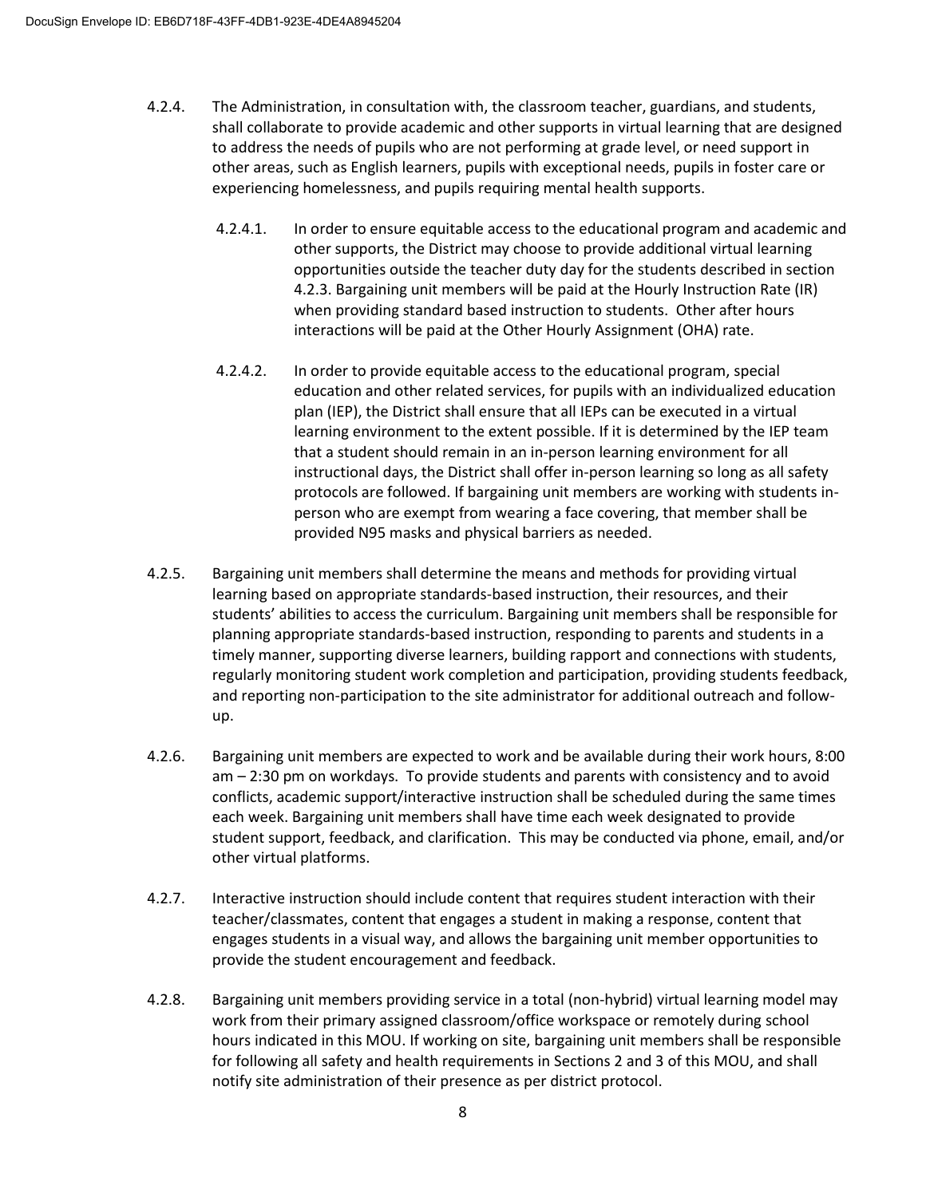4.2.4. The Administration, in consultation with, the classroom teacher, guardians, and students, shall collaborate to provide academic and other supports in virtual learning that are designed to address the needs of pupils who are not performing at grade level, or need support in other areas, such as English learners, pupils with exceptional needs, pupils in foster care or experiencing homelessness, and pupils requiring mental health supports.

4.2.4.1. In order to ensure equitable access to the educational program and academic and other supports, the District may choose to provide additional virtual learning opportunities outside the teacher duty day for the students described in section 4.2.3. Bargaining unit members will be paid at the Hourly Instruction Rate (IR) when providing standard based instruction to students. Other after hours interactions will be paid at the Other Hourly Assignment (OHA) rate.

4.2.4.2. In order to provide equitable access to the educational program, special education and other related services, for pupils with an individualized education plan (IEP), the District shall ensure that all IEPs can be executed in a virtual learning environment to the extent possible. If it is determined by the IEP team that a student should remain in an in-person learning environment for all instructional days, the District shall offer in-person learning so long as all safety protocols are followed. If bargaining unit members are working with students in-person who are exempt from wearing a face covering, that member shall be provided N95 masks and physical barriers as needed.

4.2.5. Bargaining unit members shall determine the means and methods for providing virtual learning based on appropriate standards-based instruction, their resources, and their students' abilities to access the curriculum. Bargaining unit members shall be responsible for planning appropriate standards-based instruction, responding to parents and students in a timely manner, supporting diverse learners, building rapport and connections with students, regularly monitoring student work completion and participation, providing students feedback, and reporting non-participation to the site administrator for additional outreach and follow-up.

4.2.6. Bargaining unit members are expected to work and be available during their work hours, 8:00 am – 2:30 pm on workdays. To provide students and parents with consistency and to avoid conflicts, academic support/interactive instruction shall be scheduled during the same times each week. Bargaining unit members shall have time each week designated to provide student support, feedback, and clarification. This may be conducted via phone, email, and/or other virtual platforms.

4.2.7. Interactive instruction should include content that requires student interaction with their teacher/classmates, content that engages a student in making a response, content that engages students in a visual way, and allows the bargaining unit member opportunities to provide the student encouragement and feedback.

4.2.8. Bargaining unit members providing service in a total (non-hybrid) virtual learning model may work from their primary assigned classroom/office workspace or remotely during school hours indicated in this MOU. If working on site, bargaining unit members shall be responsible for following all safety and health requirements in Sections 2 and 3 of this MOU, and shall notify site administration of their presence as per district protocol.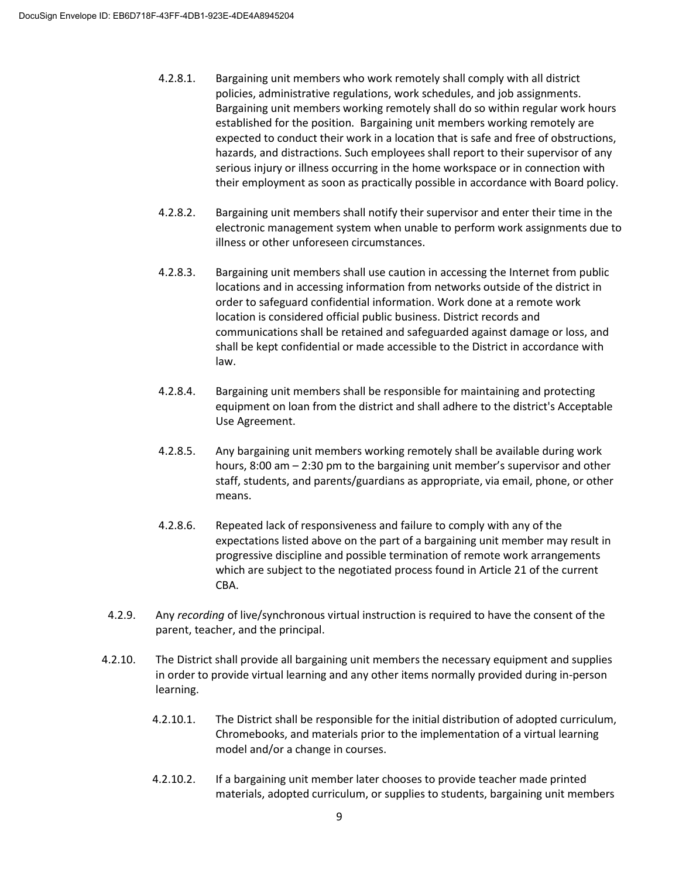4.2.8.1. Bargaining unit members who work remotely shall comply with all district policies, administrative regulations, work schedules, and job assignments. Bargaining unit members working remotely shall do so within regular work hours established for the position. Bargaining unit members working remotely are expected to conduct their work in a location that is safe and free of obstructions, hazards, and distractions. Such employees shall report to their supervisor of any serious injury or illness occurring in the home workspace or in connection with their employment as soon as practically possible in accordance with Board policy.

4.2.8.2. Bargaining unit members shall notify their supervisor and enter their time in the electronic management system when unable to perform work assignments due to illness or other unforeseen circumstances.

4.2.8.3. Bargaining unit members shall use caution in accessing the Internet from public locations and in accessing information from networks outside of the district in order to safeguard confidential information. Work done at a remote work location is considered official public business. District records and communications shall be retained and safeguarded against damage or loss, and shall be kept confidential or made accessible to the District in accordance with law.

4.2.8.4. Bargaining unit members shall be responsible for maintaining and protecting equipment on loan from the district and shall adhere to the district's Acceptable Use Agreement.

4.2.8.5. Any bargaining unit members working remotely shall be available during work hours, 8:00 am – 2:30 pm to the bargaining unit member's supervisor and other staff, students, and parents/guardians as appropriate, via email, phone, or other means.

4.2.8.6. Repeated lack of responsiveness and failure to comply with any of the expectations listed above on the part of a bargaining unit member may result in progressive discipline and possible termination of remote work arrangements which are subject to the negotiated process found in Article 21 of the current CBA.

4.2.9. Any *recording* of live/synchronous virtual instruction is required to have the consent of the parent, teacher, and the principal.

4.2.10. The District shall provide all bargaining unit members the necessary equipment and supplies in order to provide virtual learning and any other items normally provided during in-person learning.

4.2.10.1. The District shall be responsible for the initial distribution of adopted curriculum, Chromebooks, and materials prior to the implementation of a virtual learning model and/or a change in courses.

4.2.10.2. If a bargaining unit member later chooses to provide teacher made printed materials, adopted curriculum, or supplies to students, bargaining unit members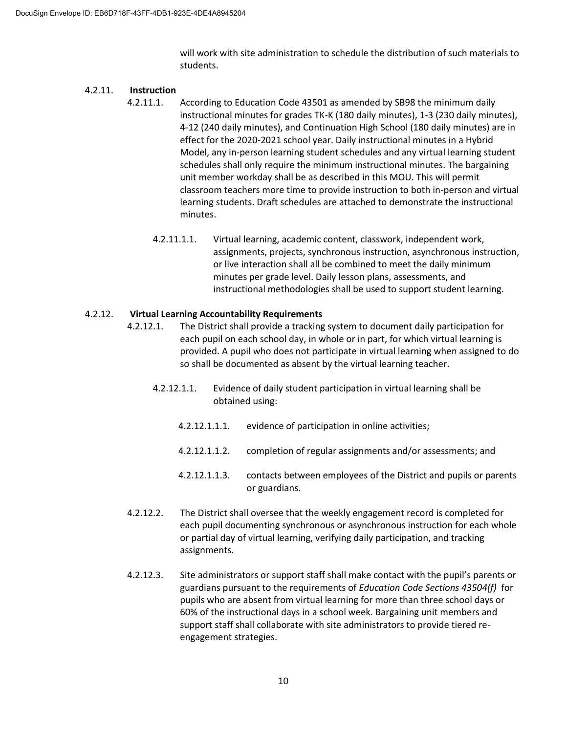will work with site administration to schedule the distribution of such materials to students.

4.2.11. **Instruction**

4.2.11.1. According to Education Code 43501 as amended by SB98 the minimum daily instructional minutes for grades TK-K (180 daily minutes), 1-3 (230 daily minutes), 4-12 (240 daily minutes), and Continuation High School (180 daily minutes) are in effect for the 2020-2021 school year. Daily instructional minutes in a Hybrid Model, any in-person learning student schedules and any virtual learning student schedules shall only require the minimum instructional minutes. The bargaining unit member workday shall be as described in this MOU. This will permit classroom teachers more time to provide instruction to both in-person and virtual learning students. Draft schedules are attached to demonstrate the instructional minutes.

4.2.11.1.1. Virtual learning, academic content, classwork, independent work, assignments, projects, synchronous instruction, asynchronous instruction, or live interaction shall all be combined to meet the daily minimum minutes per grade level. Daily lesson plans, assessments, and instructional methodologies shall be used to support student learning.

4.2.12. **Virtual Learning Accountability Requirements**

4.2.12.1. The District shall provide a tracking system to document daily participation for each pupil on each school day, in whole or in part, for which virtual learning is provided. A pupil who does not participate in virtual learning when assigned to do so shall be documented as absent by the virtual learning teacher.

4.2.12.1.1. Evidence of daily student participation in virtual learning shall be obtained using:

4.2.12.1.1.1. evidence of participation in online activities;

4.2.12.1.1.2. completion of regular assignments and/or assessments; and

4.2.12.1.1.3. contacts between employees of the District and pupils or parents or guardians.

4.2.12.2. The District shall oversee that the weekly engagement record is completed for each pupil documenting synchronous or asynchronous instruction for each whole or partial day of virtual learning, verifying daily participation, and tracking assignments.

4.2.12.3. Site administrators or support staff shall make contact with the pupil's parents or guardians pursuant to the requirements of *Education Code Sections 43504(f)* for pupils who are absent from virtual learning for more than three school days or 60% of the instructional days in a school week. Bargaining unit members and support staff shall collaborate with site administrators to provide tiered re-engagement strategies.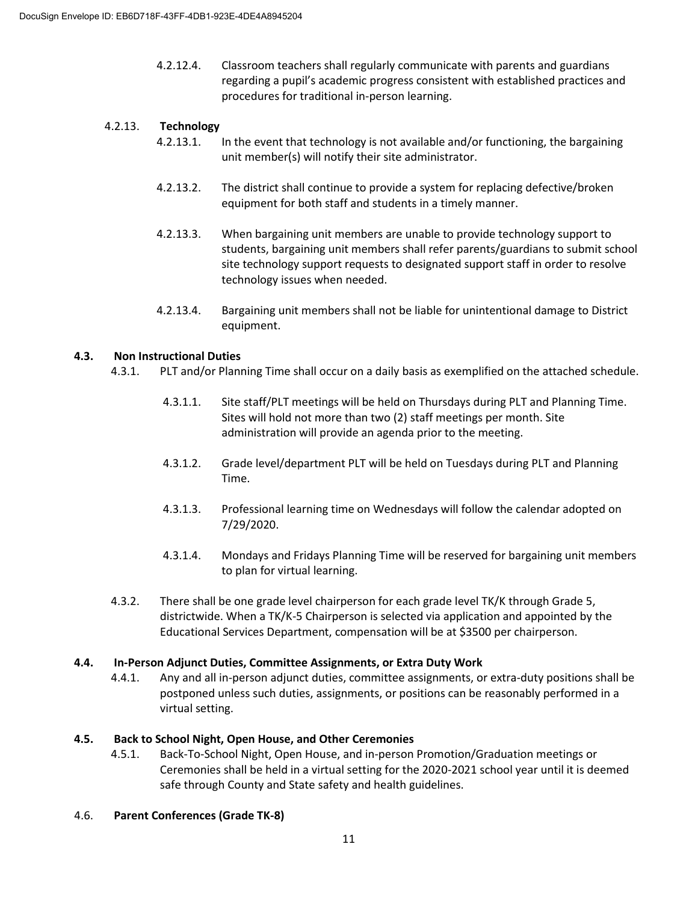4.2.12.4. Classroom teachers shall regularly communicate with parents and guardians regarding a pupil's academic progress consistent with established practices and procedures for traditional in-person learning.

4.2.13. **Technology**

4.2.13.1. In the event that technology is not available and/or functioning, the bargaining unit member(s) will notify their site administrator.

4.2.13.2. The district shall continue to provide a system for replacing defective/broken equipment for both staff and students in a timely manner.

4.2.13.3. When bargaining unit members are unable to provide technology support to students, bargaining unit members shall refer parents/guardians to submit school site technology support requests to designated support staff in order to resolve technology issues when needed.

4.2.13.4. Bargaining unit members shall not be liable for unintentional damage to District equipment.

**4.3. Non Instructional Duties**

4.3.1. PLT and/or Planning Time shall occur on a daily basis as exemplified on the attached schedule.

4.3.1.1. Site staff/PLT meetings will be held on Thursdays during PLT and Planning Time. Sites will hold not more than two (2) staff meetings per month. Site administration will provide an agenda prior to the meeting.

4.3.1.2. Grade level/department PLT will be held on Tuesdays during PLT and Planning Time.

4.3.1.3. Professional learning time on Wednesdays will follow the calendar adopted on 7/29/2020.

4.3.1.4. Mondays and Fridays Planning Time will be reserved for bargaining unit members to plan for virtual learning.

4.3.2. There shall be one grade level chairperson for each grade level TK/K through Grade 5, districtwide. When a TK/K-5 Chairperson is selected via application and appointed by the Educational Services Department, compensation will be at $3500 per chairperson.

**4.4. In-Person Adjunct Duties, Committee Assignments, or Extra Duty Work**

4.4.1. Any and all in-person adjunct duties, committee assignments, or extra-duty positions shall be postponed unless such duties, assignments, or positions can be reasonably performed in a virtual setting.

**4.5. Back to School Night, Open House, and Other Ceremonies**

4.5.1. Back-To-School Night, Open House, and in-person Promotion/Graduation meetings or Ceremonies shall be held in a virtual setting for the 2020-2021 school year until it is deemed safe through County and State safety and health guidelines.

4.6. **Parent Conferences (Grade TK-8)**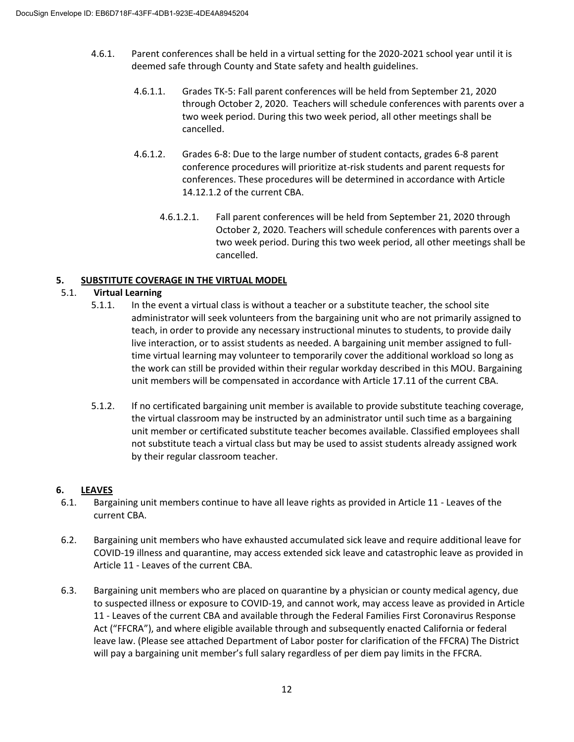4.6.1. Parent conferences shall be held in a virtual setting for the 2020-2021 school year until it is deemed safe through County and State safety and health guidelines.

4.6.1.1. Grades TK-5: Fall parent conferences will be held from September 21, 2020 through October 2, 2020. Teachers will schedule conferences with parents over a two week period. During this two week period, all other meetings shall be cancelled.

4.6.1.2. Grades 6-8: Due to the large number of student contacts, grades 6-8 parent conference procedures will prioritize at-risk students and parent requests for conferences. These procedures will be determined in accordance with Article 14.12.1.2 of the current CBA.

4.6.1.2.1. Fall parent conferences will be held from September 21, 2020 through October 2, 2020. Teachers will schedule conferences with parents over a two week period. During this two week period, all other meetings shall be cancelled.

## 5. SUBSTITUTE COVERAGE IN THE VIRTUAL MODEL

### 5.1. Virtual Learning

5.1.1. In the event a virtual class is without a teacher or a substitute teacher, the school site administrator will seek volunteers from the bargaining unit who are not primarily assigned to teach, in order to provide any necessary instructional minutes to students, to provide daily live interaction, or to assist students as needed. A bargaining unit member assigned to full-time virtual learning may volunteer to temporarily cover the additional workload so long as the work can still be provided within their regular workday described in this MOU. Bargaining unit members will be compensated in accordance with Article 17.11 of the current CBA.

5.1.2. If no certificated bargaining unit member is available to provide substitute teaching coverage, the virtual classroom may be instructed by an administrator until such time as a bargaining unit member or certificated substitute teacher becomes available. Classified employees shall not substitute teach a virtual class but may be used to assist students already assigned work by their regular classroom teacher.

## 6. LEAVES

6.1. Bargaining unit members continue to have all leave rights as provided in Article 11 - Leaves of the current CBA.

6.2. Bargaining unit members who have exhausted accumulated sick leave and require additional leave for COVID-19 illness and quarantine, may access extended sick leave and catastrophic leave as provided in Article 11 - Leaves of the current CBA.

6.3. Bargaining unit members who are placed on quarantine by a physician or county medical agency, due to suspected illness or exposure to COVID-19, and cannot work, may access leave as provided in Article 11 - Leaves of the current CBA and available through the Federal Families First Coronavirus Response Act ("FFCRA"), and where eligible available through and subsequently enacted California or federal leave law. (Please see attached Department of Labor poster for clarification of the FFCRA) The District will pay a bargaining unit member's full salary regardless of per diem pay limits in the FFCRA.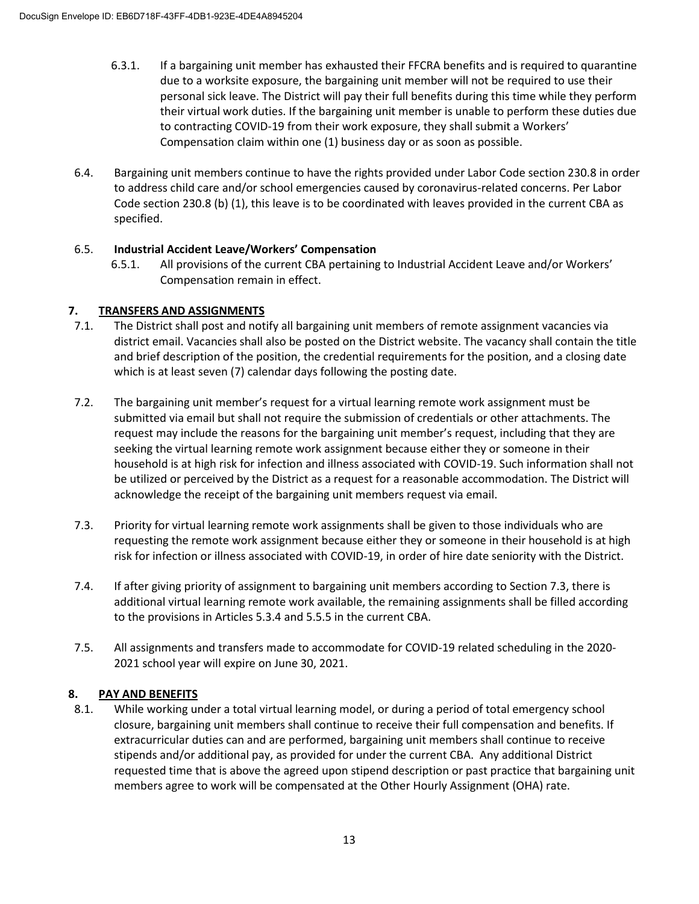6.3.1. If a bargaining unit member has exhausted their FFCRA benefits and is required to quarantine due to a worksite exposure, the bargaining unit member will not be required to use their personal sick leave. The District will pay their full benefits during this time while they perform their virtual work duties. If the bargaining unit member is unable to perform these duties due to contracting COVID-19 from their work exposure, they shall submit a Workers' Compensation claim within one (1) business day or as soon as possible.

6.4. Bargaining unit members continue to have the rights provided under Labor Code section 230.8 in order to address child care and/or school emergencies caused by coronavirus-related concerns. Per Labor Code section 230.8 (b) (1), this leave is to be coordinated with leaves provided in the current CBA as specified.

6.5. **Industrial Accident Leave/Workers' Compensation**

6.5.1. All provisions of the current CBA pertaining to Industrial Accident Leave and/or Workers' Compensation remain in effect.

## 7. TRANSFERS AND ASSIGNMENTS

7.1. The District shall post and notify all bargaining unit members of remote assignment vacancies via district email. Vacancies shall also be posted on the District website. The vacancy shall contain the title and brief description of the position, the credential requirements for the position, and a closing date which is at least seven (7) calendar days following the posting date.

7.2. The bargaining unit member's request for a virtual learning remote work assignment must be submitted via email but shall not require the submission of credentials or other attachments. The request may include the reasons for the bargaining unit member's request, including that they are seeking the virtual learning remote work assignment because either they or someone in their household is at high risk for infection and illness associated with COVID-19. Such information shall not be utilized or perceived by the District as a request for a reasonable accommodation. The District will acknowledge the receipt of the bargaining unit members request via email.

7.3. Priority for virtual learning remote work assignments shall be given to those individuals who are requesting the remote work assignment because either they or someone in their household is at high risk for infection or illness associated with COVID-19, in order of hire date seniority with the District.

7.4. If after giving priority of assignment to bargaining unit members according to Section 7.3, there is additional virtual learning remote work available, the remaining assignments shall be filled according to the provisions in Articles 5.3.4 and 5.5.5 in the current CBA.

7.5. All assignments and transfers made to accommodate for COVID-19 related scheduling in the 2020-2021 school year will expire on June 30, 2021.

## 8. PAY AND BENEFITS

8.1. While working under a total virtual learning model, or during a period of total emergency school closure, bargaining unit members shall continue to receive their full compensation and benefits. If extracurricular duties can and are performed, bargaining unit members shall continue to receive stipends and/or additional pay, as provided for under the current CBA. Any additional District requested time that is above the agreed upon stipend description or past practice that bargaining unit members agree to work will be compensated at the Other Hourly Assignment (OHA) rate.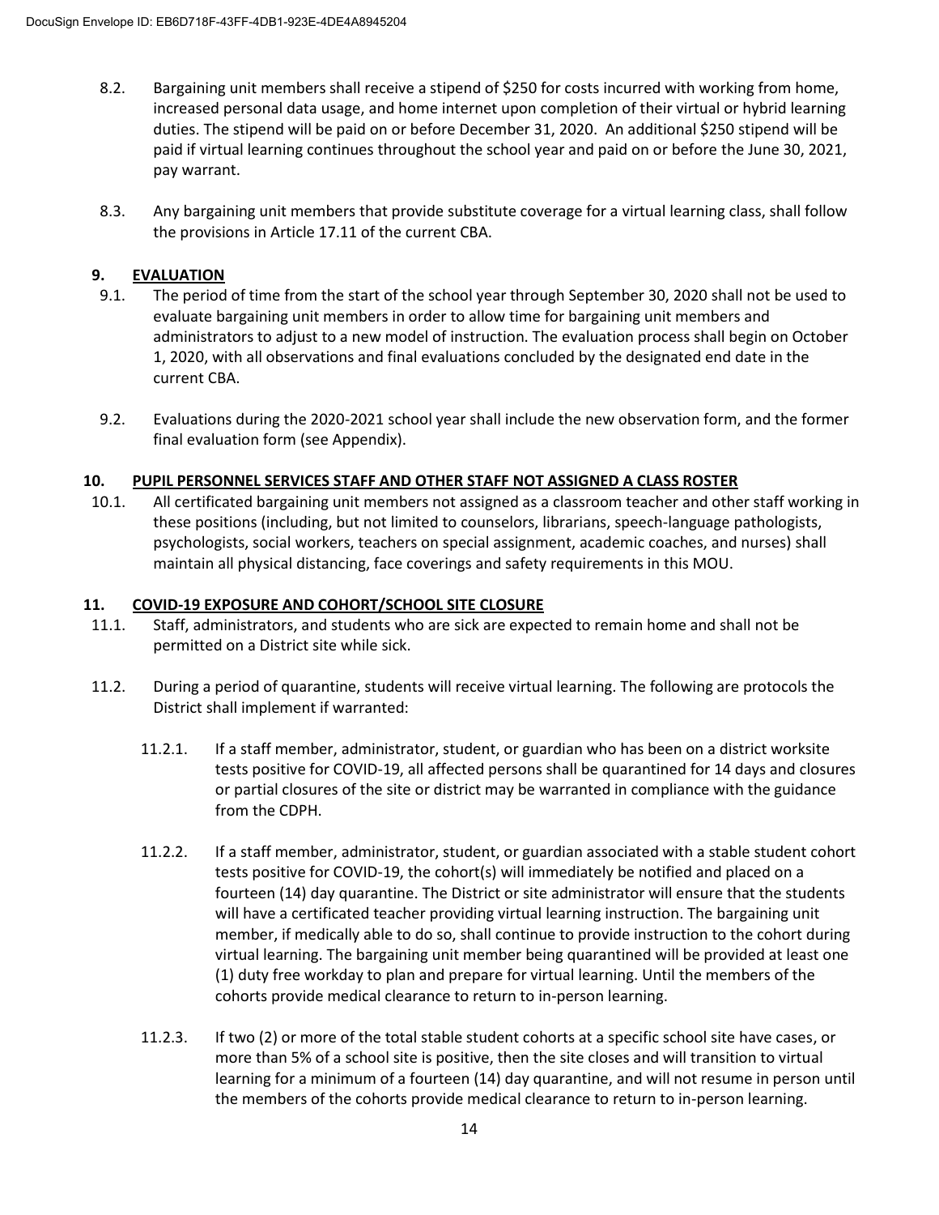8.2. Bargaining unit members shall receive a stipend of $250 for costs incurred with working from home, increased personal data usage, and home internet upon completion of their virtual or hybrid learning duties. The stipend will be paid on or before December 31, 2020. An additional $250 stipend will be paid if virtual learning continues throughout the school year and paid on or before the June 30, 2021, pay warrant.

8.3. Any bargaining unit members that provide substitute coverage for a virtual learning class, shall follow the provisions in Article 17.11 of the current CBA.

## 9. EVALUATION

9.1. The period of time from the start of the school year through September 30, 2020 shall not be used to evaluate bargaining unit members in order to allow time for bargaining unit members and administrators to adjust to a new model of instruction. The evaluation process shall begin on October 1, 2020, with all observations and final evaluations concluded by the designated end date in the current CBA.

9.2. Evaluations during the 2020-2021 school year shall include the new observation form, and the former final evaluation form (see Appendix).

## 10. PUPIL PERSONNEL SERVICES STAFF AND OTHER STAFF NOT ASSIGNED A CLASS ROSTER

10.1. All certificated bargaining unit members not assigned as a classroom teacher and other staff working in these positions (including, but not limited to counselors, librarians, speech-language pathologists, psychologists, social workers, teachers on special assignment, academic coaches, and nurses) shall maintain all physical distancing, face coverings and safety requirements in this MOU.

## 11. COVID-19 EXPOSURE AND COHORT/SCHOOL SITE CLOSURE

11.1. Staff, administrators, and students who are sick are expected to remain home and shall not be permitted on a District site while sick.

11.2. During a period of quarantine, students will receive virtual learning. The following are protocols the District shall implement if warranted:

11.2.1. If a staff member, administrator, student, or guardian who has been on a district worksite tests positive for COVID-19, all affected persons shall be quarantined for 14 days and closures or partial closures of the site or district may be warranted in compliance with the guidance from the CDPH.

11.2.2. If a staff member, administrator, student, or guardian associated with a stable student cohort tests positive for COVID-19, the cohort(s) will immediately be notified and placed on a fourteen (14) day quarantine. The District or site administrator will ensure that the students will have a certificated teacher providing virtual learning instruction. The bargaining unit member, if medically able to do so, shall continue to provide instruction to the cohort during virtual learning. The bargaining unit member being quarantined will be provided at least one (1) duty free workday to plan and prepare for virtual learning. Until the members of the cohorts provide medical clearance to return to in-person learning.

11.2.3. If two (2) or more of the total stable student cohorts at a specific school site have cases, or more than 5% of a school site is positive, then the site closes and will transition to virtual learning for a minimum of a fourteen (14) day quarantine, and will not resume in person until the members of the cohorts provide medical clearance to return to in-person learning.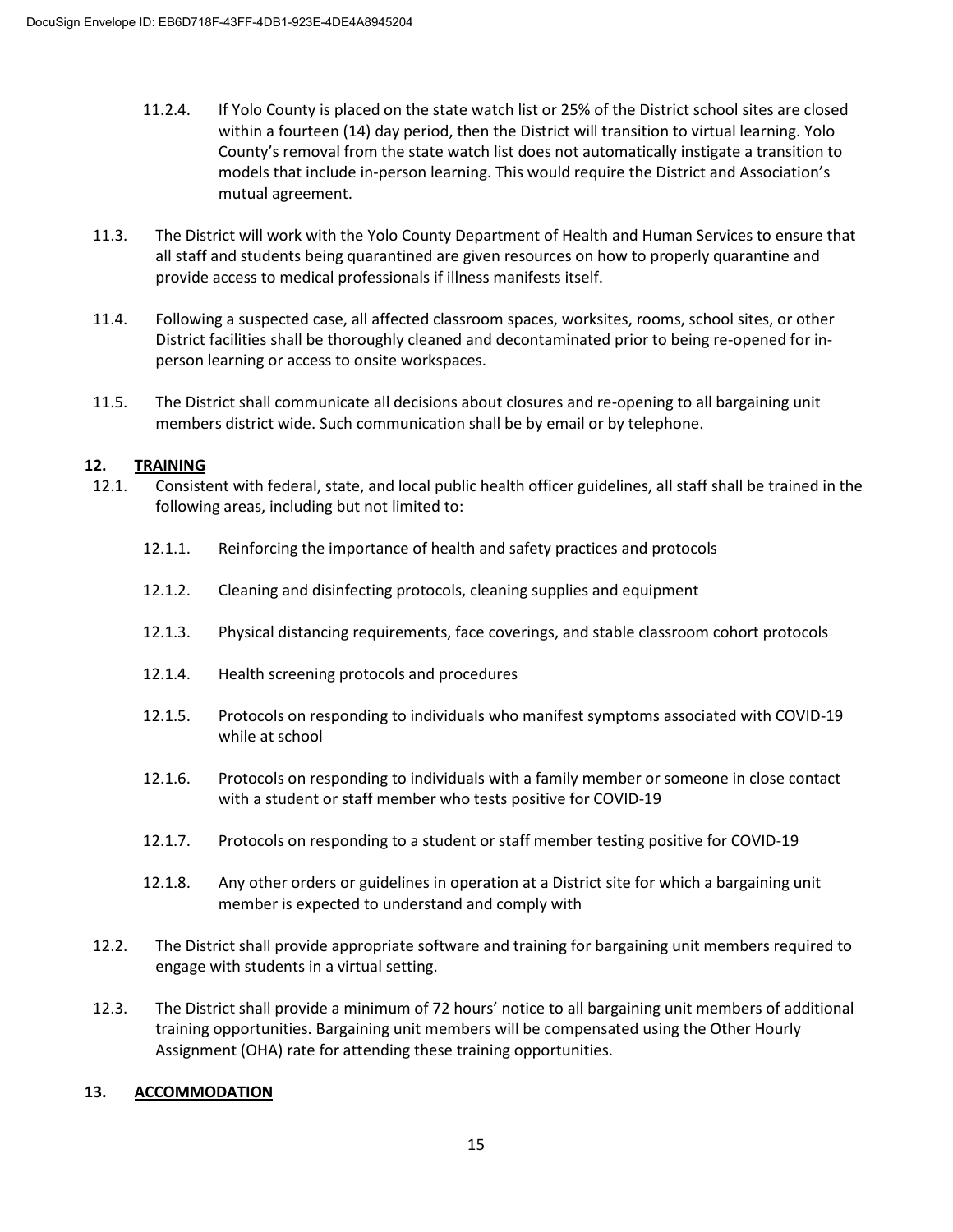11.2.4. If Yolo County is placed on the state watch list or 25% of the District school sites are closed within a fourteen (14) day period, then the District will transition to virtual learning. Yolo County's removal from the state watch list does not automatically instigate a transition to models that include in-person learning. This would require the District and Association's mutual agreement.

11.3. The District will work with the Yolo County Department of Health and Human Services to ensure that all staff and students being quarantined are given resources on how to properly quarantine and provide access to medical professionals if illness manifests itself.

11.4. Following a suspected case, all affected classroom spaces, worksites, rooms, school sites, or other District facilities shall be thoroughly cleaned and decontaminated prior to being re-opened for in-person learning or access to onsite workspaces.

11.5. The District shall communicate all decisions about closures and re-opening to all bargaining unit members district wide. Such communication shall be by email or by telephone.

## 12. TRAINING

12.1. Consistent with federal, state, and local public health officer guidelines, all staff shall be trained in the following areas, including but not limited to:

12.1.1. Reinforcing the importance of health and safety practices and protocols

12.1.2. Cleaning and disinfecting protocols, cleaning supplies and equipment

12.1.3. Physical distancing requirements, face coverings, and stable classroom cohort protocols

12.1.4. Health screening protocols and procedures

12.1.5. Protocols on responding to individuals who manifest symptoms associated with COVID-19 while at school

12.1.6. Protocols on responding to individuals with a family member or someone in close contact with a student or staff member who tests positive for COVID-19

12.1.7. Protocols on responding to a student or staff member testing positive for COVID-19

12.1.8. Any other orders or guidelines in operation at a District site for which a bargaining unit member is expected to understand and comply with

12.2. The District shall provide appropriate software and training for bargaining unit members required to engage with students in a virtual setting.

12.3. The District shall provide a minimum of 72 hours' notice to all bargaining unit members of additional training opportunities. Bargaining unit members will be compensated using the Other Hourly Assignment (OHA) rate for attending these training opportunities.

## 13. ACCOMMODATION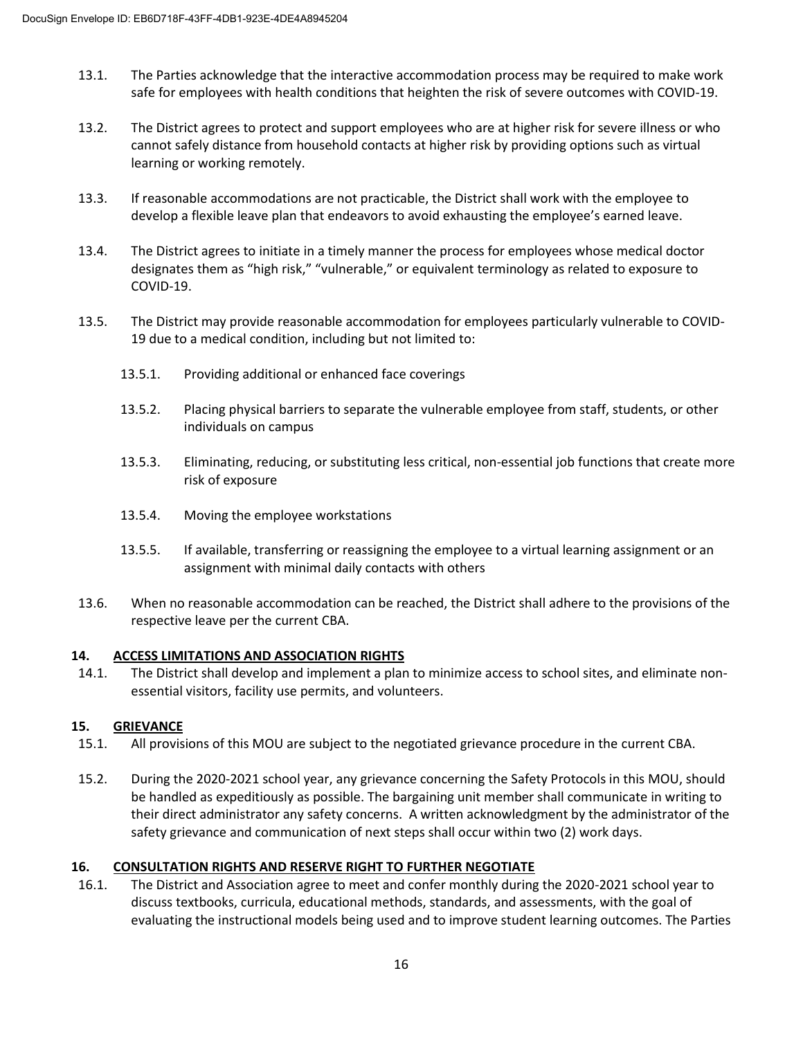13.1. The Parties acknowledge that the interactive accommodation process may be required to make work safe for employees with health conditions that heighten the risk of severe outcomes with COVID-19.

13.2. The District agrees to protect and support employees who are at higher risk for severe illness or who cannot safely distance from household contacts at higher risk by providing options such as virtual learning or working remotely.

13.3. If reasonable accommodations are not practicable, the District shall work with the employee to develop a flexible leave plan that endeavors to avoid exhausting the employee's earned leave.

13.4. The District agrees to initiate in a timely manner the process for employees whose medical doctor designates them as "high risk," "vulnerable," or equivalent terminology as related to exposure to COVID-19.

13.5. The District may provide reasonable accommodation for employees particularly vulnerable to COVID-19 due to a medical condition, including but not limited to:

- 13.5.1. Providing additional or enhanced face coverings
- 13.5.2. Placing physical barriers to separate the vulnerable employee from staff, students, or other individuals on campus
- 13.5.3. Eliminating, reducing, or substituting less critical, non-essential job functions that create more risk of exposure
- 13.5.4. Moving the employee workstations
- 13.5.5. If available, transferring or reassigning the employee to a virtual learning assignment or an assignment with minimal daily contacts with others

13.6. When no reasonable accommodation can be reached, the District shall adhere to the provisions of the respective leave per the current CBA.

## 14. ACCESS LIMITATIONS AND ASSOCIATION RIGHTS

14.1. The District shall develop and implement a plan to minimize access to school sites, and eliminate non-essential visitors, facility use permits, and volunteers.

## 15. GRIEVANCE

15.1. All provisions of this MOU are subject to the negotiated grievance procedure in the current CBA.

15.2. During the 2020-2021 school year, any grievance concerning the Safety Protocols in this MOU, should be handled as expeditiously as possible. The bargaining unit member shall communicate in writing to their direct administrator any safety concerns. A written acknowledgment by the administrator of the safety grievance and communication of next steps shall occur within two (2) work days.

## 16. CONSULTATION RIGHTS AND RESERVE RIGHT TO FURTHER NEGOTIATE

16.1. The District and Association agree to meet and confer monthly during the 2020-2021 school year to discuss textbooks, curricula, educational methods, standards, and assessments, with the goal of evaluating the instructional models being used and to improve student learning outcomes. The Parties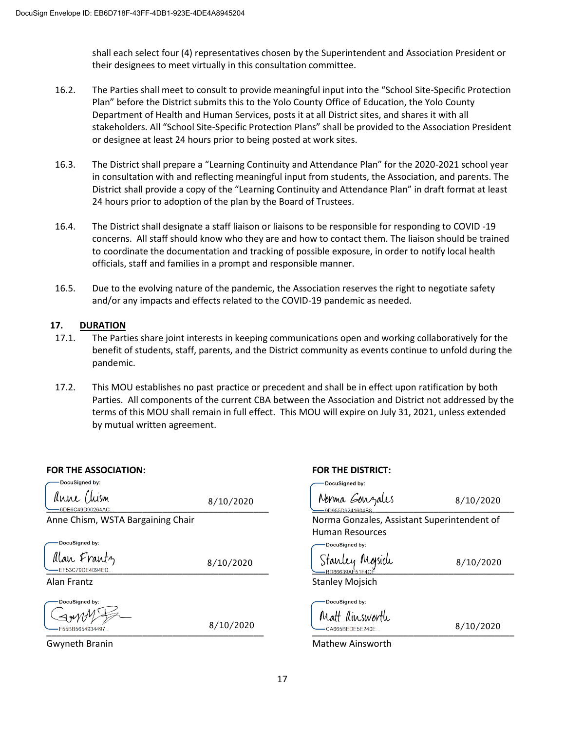shall each select four (4) representatives chosen by the Superintendent and Association President or their designees to meet virtually in this consultation committee.

16.2. The Parties shall meet to consult to provide meaningful input into the "School Site-Specific Protection Plan" before the District submits this to the Yolo County Office of Education, the Yolo County Department of Health and Human Services, posts it at all District sites, and shares it with all stakeholders. All "School Site-Specific Protection Plans" shall be provided to the Association President or designee at least 24 hours prior to being posted at work sites.

16.3. The District shall prepare a "Learning Continuity and Attendance Plan" for the 2020-2021 school year in consultation with and reflecting meaningful input from students, the Association, and parents. The District shall provide a copy of the "Learning Continuity and Attendance Plan" in draft format at least 24 hours prior to adoption of the plan by the Board of Trustees.

16.4. The District shall designate a staff liaison or liaisons to be responsible for responding to COVID -19 concerns. All staff should know who they are and how to contact them. The liaison should be trained to coordinate the documentation and tracking of possible exposure, in order to notify local health officials, staff and families in a prompt and responsible manner.

16.5. Due to the evolving nature of the pandemic, the Association reserves the right to negotiate safety and/or any impacts and effects related to the COVID-19 pandemic as needed.

## 17. DURATION

17.1. The Parties share joint interests in keeping communications open and working collaboratively for the benefit of students, staff, parents, and the District community as events continue to unfold during the pandemic.

17.2. This MOU establishes no past practice or precedent and shall be in effect upon ratification by both Parties. All components of the current CBA between the Association and District not addressed by the terms of this MOU shall remain in full effect. This MOU will expire on July 31, 2021, unless extended by mutual written agreement.

**FOR THE ASSOCIATION:**

DocuSigned by: Anne Chism — 8/10/2020

Anne Chism, WSTA Bargaining Chair

DocuSigned by: Alan Frantz — 8/10/2020

Alan Frantz

DocuSigned by: [signature] — 8/10/2020

Gwyneth Branin

**FOR THE DISTRICT:**

DocuSigned by: Norma Gonzales — 8/10/2020

Norma Gonzales, Assistant Superintendent of Human Resources

DocuSigned by: Stanley Mojsich — 8/10/2020

Stanley Mojsich

DocuSigned by: Matt Ainsworth — 8/10/2020

Mathew Ainsworth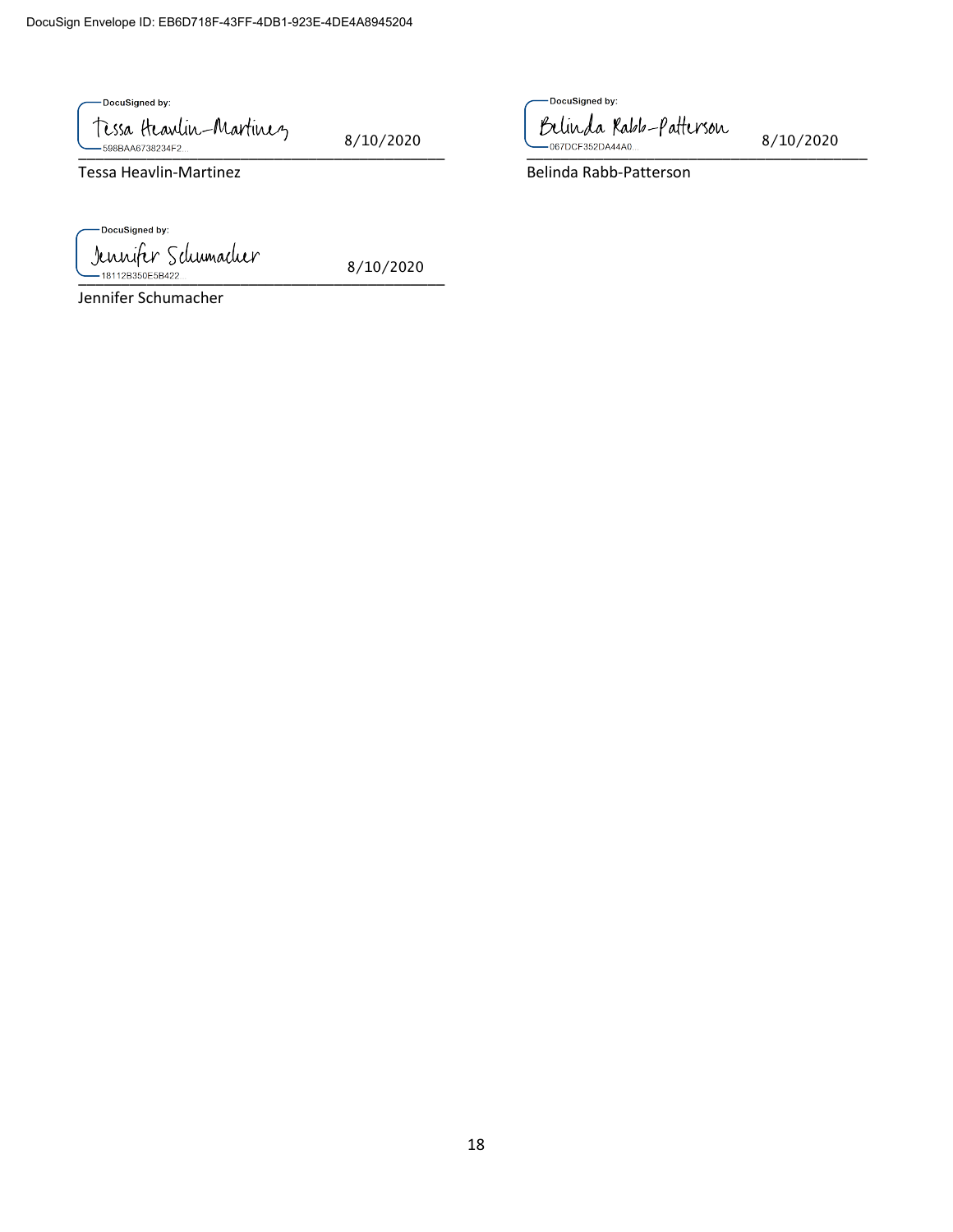DocuSign Envelope ID: EB6D718F-43FF-4DB1-923E-4DE4A8945204

DocuSigned by:
Tessa Heavlin-Martinez
598BAA6738234F2...

8/10/2020

Tessa Heavlin-Martinez

DocuSigned by:
Belinda Rabb-Patterson
067DCF352DA44A0...

8/10/2020

Belinda Rabb-Patterson

DocuSigned by:
Jennifer Schumacher
18112B350E5B422...

8/10/2020

Jennifer Schumacher